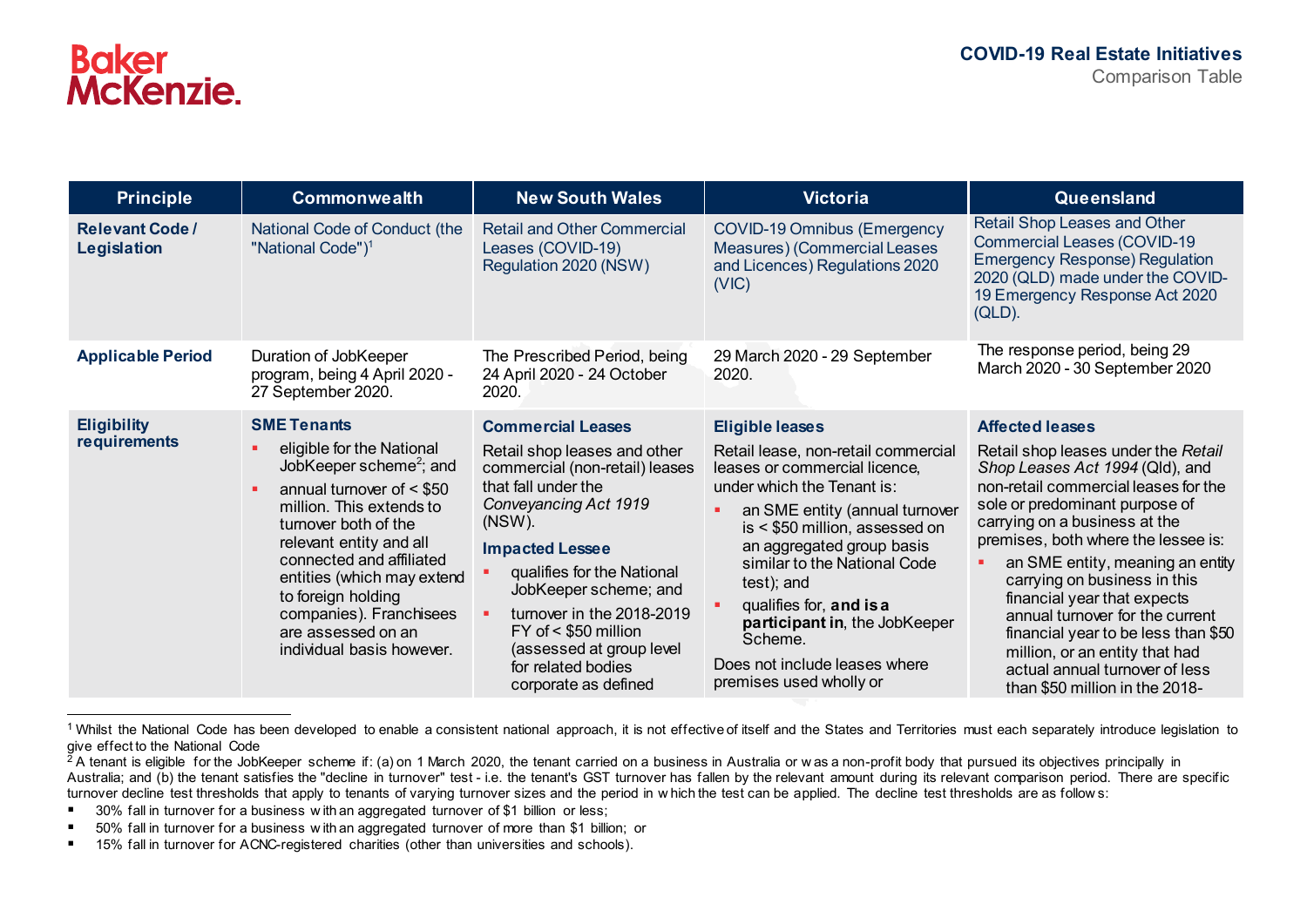**COVID-19 Real Estate Initiatives**
Comparison Table

| Principle | Commonwealth | New South Wales | Victoria | Queensland |
|---|---|---|---|---|
| **Relevant Code / Legislation** | National Code of Conduct (the "National Code")[1] | Retail and Other Commercial Leases (COVID-19) Regulation 2020 (NSW) | COVID-19 Omnibus (Emergency Measures) (Commercial Leases and Licences) Regulations 2020 (VIC) | Retail Shop Leases and Other Commercial Leases (COVID-19 Emergency Response) Regulation 2020 (QLD) made under the COVID-19 Emergency Response Act 2020 (QLD). |
| **Applicable Period** | Duration of JobKeeper program, being 4 April 2020 - 27 September 2020. | The Prescribed Period, being 24 April 2020 - 24 October 2020. | 29 March 2020 - 29 September 2020. | The response period, being 29 March 2020 - 30 September 2020 |
| **Eligibility requirements** | **SME Tenants**<br>▪ eligible for the National JobKeeper scheme[2]; and<br>▪ annual turnover of < $50 million. This extends to turnover both of the relevant entity and all connected and affiliated entities (which may extend to foreign holding companies). Franchisees are assessed on an individual basis however. | **Commercial Leases**<br>Retail shop leases and other commercial (non-retail) leases that fall under the *Conveyancing Act 1919* (NSW).<br>**Impacted Lessee**<br>▪ qualifies for the National JobKeeper scheme; and<br>▪ turnover in the 2018-2019 FY of < $50 million (assessed at group level for related bodies corporate as defined | **Eligible leases**<br>Retail lease, non-retail commercial leases or commercial licence, under which the Tenant is:<br>▪ an SME entity (annual turnover is < $50 million, assessed on an aggregated group basis similar to the National Code test); and<br>▪ qualifies for, **and is a participant in**, the JobKeeper Scheme.<br>Does not include leases where premises used wholly or | **Affected leases**<br>Retail shop leases under the *Retail Shop Leases Act 1994* (Qld), and non-retail commercial leases for the sole or predominant purpose of carrying on a business at the premises, both where the lessee is:<br>▪ an SME entity, meaning an entity carrying on business in this financial year that expects annual turnover for the current financial year to be less than $50 million, or an entity that had actual annual turnover of less than $50 million in the 2018- |

[1] Whilst the National Code has been developed to enable a consistent national approach, it is not effective of itself and the States and Territories must each separately introduce legislation to give effect to the National Code

[2] A tenant is eligible for the JobKeeper scheme if: (a) on 1 March 2020, the tenant carried on a business in Australia or was a non-profit body that pursued its objectives principally in Australia; and (b) the tenant satisfies the "decline in turnover" test - i.e. the tenant's GST turnover has fallen by the relevant amount during its relevant comparison period. There are specific turnover decline test thresholds that apply to tenants of varying turnover sizes and the period in which the test can be applied. The decline test thresholds are as follows:

- 30% fall in turnover for a business with an aggregated turnover of $1 billion or less;
- 50% fall in turnover for a business with an aggregated turnover of more than $1 billion; or
- 15% fall in turnover for ACNC-registered charities (other than universities and schools).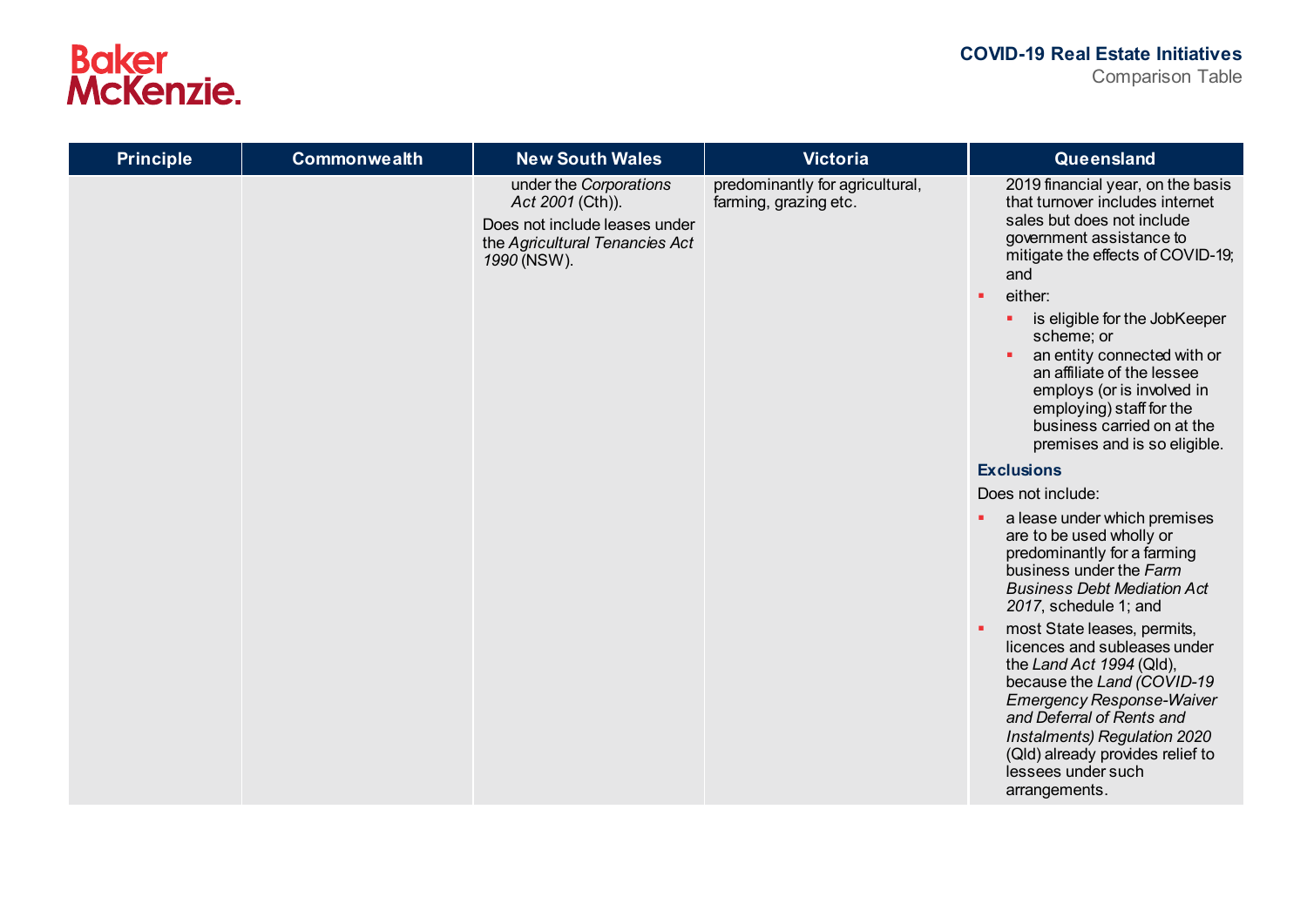| Principle | Commonwealth | New South Wales | Victoria | Queensland |
| --- | --- | --- | --- | --- |
| | | under the *Corporations Act 2001* (Cth)).<br><br>Does not include leases under the *Agricultural Tenancies Act 1990* (NSW). | predominantly for agricultural, farming, grazing etc. | 2019 financial year, on the basis that turnover includes internet sales but does not include government assistance to mitigate the effects of COVID-19; and<br><br>▪ either:<br>&nbsp;&nbsp;▪ is eligible for the JobKeeper scheme; or<br>&nbsp;&nbsp;▪ an entity connected with or an affiliate of the lessee employs (or is involved in employing) staff for the business carried on at the premises and is so eligible.<br><br>**Exclusions**<br><br>Does not include:<br><br>▪ a lease under which premises are to be used wholly or predominantly for a farming business under the *Farm Business Debt Mediation Act 2017*, schedule 1; and<br>▪ most State leases, permits, licences and subleases under the *Land Act 1994* (Qld), because the *Land (COVID-19 Emergency Response-Waiver and Deferral of Rents and Instalments) Regulation 2020* (Qld) already provides relief to lessees under such arrangements. |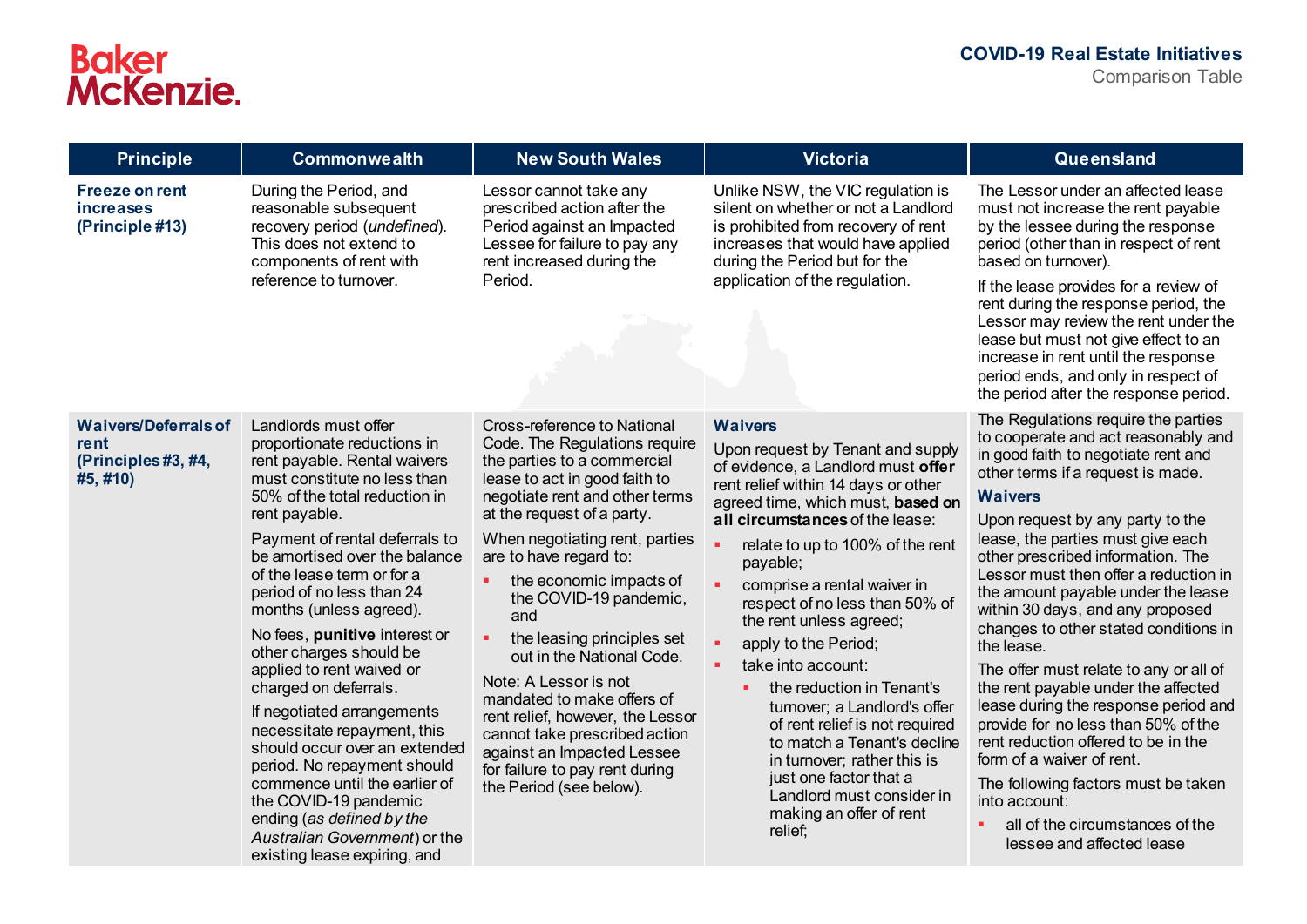| Principle | Commonwealth | New South Wales | Victoria | Queensland |
|---|---|---|---|---|
| **Freeze on rent increases (Principle #13)** | During the Period, and reasonable subsequent recovery period (*undefined*). This does not extend to components of rent with reference to turnover. | Lessor cannot take any prescribed action after the Period against an Impacted Lessee for failure to pay any rent increased during the Period. | Unlike NSW, the VIC regulation is silent on whether or not a Landlord is prohibited from recovery of rent increases that would have applied during the Period but for the application of the regulation. | The Lessor under an affected lease must not increase the rent payable by the lessee during the response period (other than in respect of rent based on turnover).<br><br>If the lease provides for a review of rent during the response period, the Lessor may review the rent under the lease but must not give effect to an increase in rent until the response period ends, and only in respect of the period after the response period. |
| **Waivers/Deferrals of rent (Principles #3, #4, #5, #10)** | Landlords must offer proportionate reductions in rent payable. Rental waivers must constitute no less than 50% of the total reduction in rent payable.<br><br>Payment of rental deferrals to be amortised over the balance of the lease term or for a period of no less than 24 months (unless agreed).<br><br>No fees, **punitive** interest or other charges should be applied to rent waived or charged on deferrals.<br><br>If negotiated arrangements necessitate repayment, this should occur over an extended period. No repayment should commence until the earlier of the COVID-19 pandemic ending (*as defined by the Australian Government*) or the existing lease expiring, and | Cross-reference to National Code. The Regulations require the parties to a commercial lease to act in good faith to negotiate rent and other terms at the request of a party.<br><br>When negotiating rent, parties are to have regard to:<br>- the economic impacts of the COVID-19 pandemic, and<br>- the leasing principles set out in the National Code.<br><br>Note: A Lessor is not mandated to make offers of rent relief, however, the Lessor cannot take prescribed action against an Impacted Lessee for failure to pay rent during the Period (see below). | **Waivers**<br><br>Upon request by Tenant and supply of evidence, a Landlord must **offer** rent relief within 14 days or other agreed time, which must, **based on all circumstances** of the lease:<br>- relate to up to 100% of the rent payable;<br>- comprise a rental waiver in respect of no less than 50% of the rent unless agreed;<br>- apply to the Period;<br>- take into account:<br>  - the reduction in Tenant's turnover; a Landlord's offer of rent relief is not required to match a Tenant's decline in turnover; rather this is just one factor that a Landlord must consider in making an offer of rent relief; | The Regulations require the parties to cooperate and act reasonably and in good faith to negotiate rent and other terms if a request is made.<br><br>**Waivers**<br><br>Upon request by any party to the lease, the parties must give each other prescribed information. The Lessor must then offer a reduction in the amount payable under the lease within 30 days, and any proposed changes to other stated conditions in the lease.<br><br>The offer must relate to any or all of the rent payable under the affected lease during the response period and provide for no less than 50% of the rent reduction offered to be in the form of a waiver of rent.<br><br>The following factors must be taken into account:<br>- all of the circumstances of the lessee and affected lease |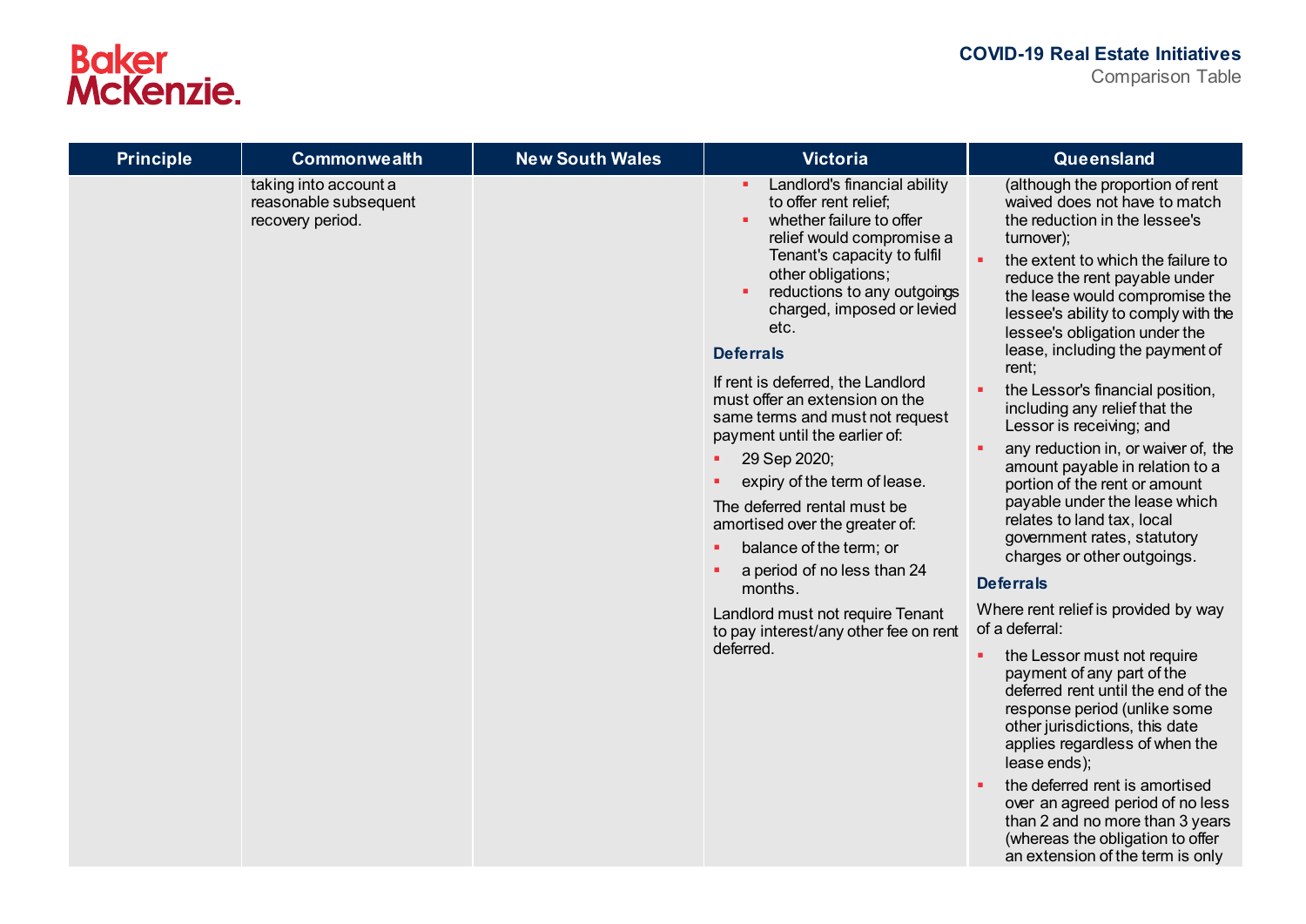| Principle | Commonwealth | New South Wales | Victoria | Queensland |
| --- | --- | --- | --- | --- |
| | taking into account a reasonable subsequent recovery period. | | ▪ Landlord's financial ability to offer rent relief;<br>▪ whether failure to offer relief would compromise a Tenant's capacity to fulfil other obligations;<br>▪ reductions to any outgoings charged, imposed or levied etc.<br><br>**Deferrals**<br><br>If rent is deferred, the Landlord must offer an extension on the same terms and must not request payment until the earlier of:<br>▪ 29 Sep 2020;<br>▪ expiry of the term of lease.<br><br>The deferred rental must be amortised over the greater of:<br>▪ balance of the term; or<br>▪ a period of no less than 24 months.<br><br>Landlord must not require Tenant to pay interest/any other fee on rent deferred. | (although the proportion of rent waived does not have to match the reduction in the lessee's turnover);<br>▪ the extent to which the failure to reduce the rent payable under the lease would compromise the lessee's ability to comply with the lessee's obligation under the lease, including the payment of rent;<br>▪ the Lessor's financial position, including any relief that the Lessor is receiving; and<br>▪ any reduction in, or waiver of, the amount payable in relation to a portion of the rent or amount payable under the lease which relates to land tax, local government rates, statutory charges or other outgoings.<br><br>**Deferrals**<br><br>Where rent relief is provided by way of a deferral:<br>▪ the Lessor must not require payment of any part of the deferred rent until the end of the response period (unlike some other jurisdictions, this date applies regardless of when the lease ends);<br>▪ the deferred rent is amortised over an agreed period of no less than 2 and no more than 3 years (whereas the obligation to offer an extension of the term is only |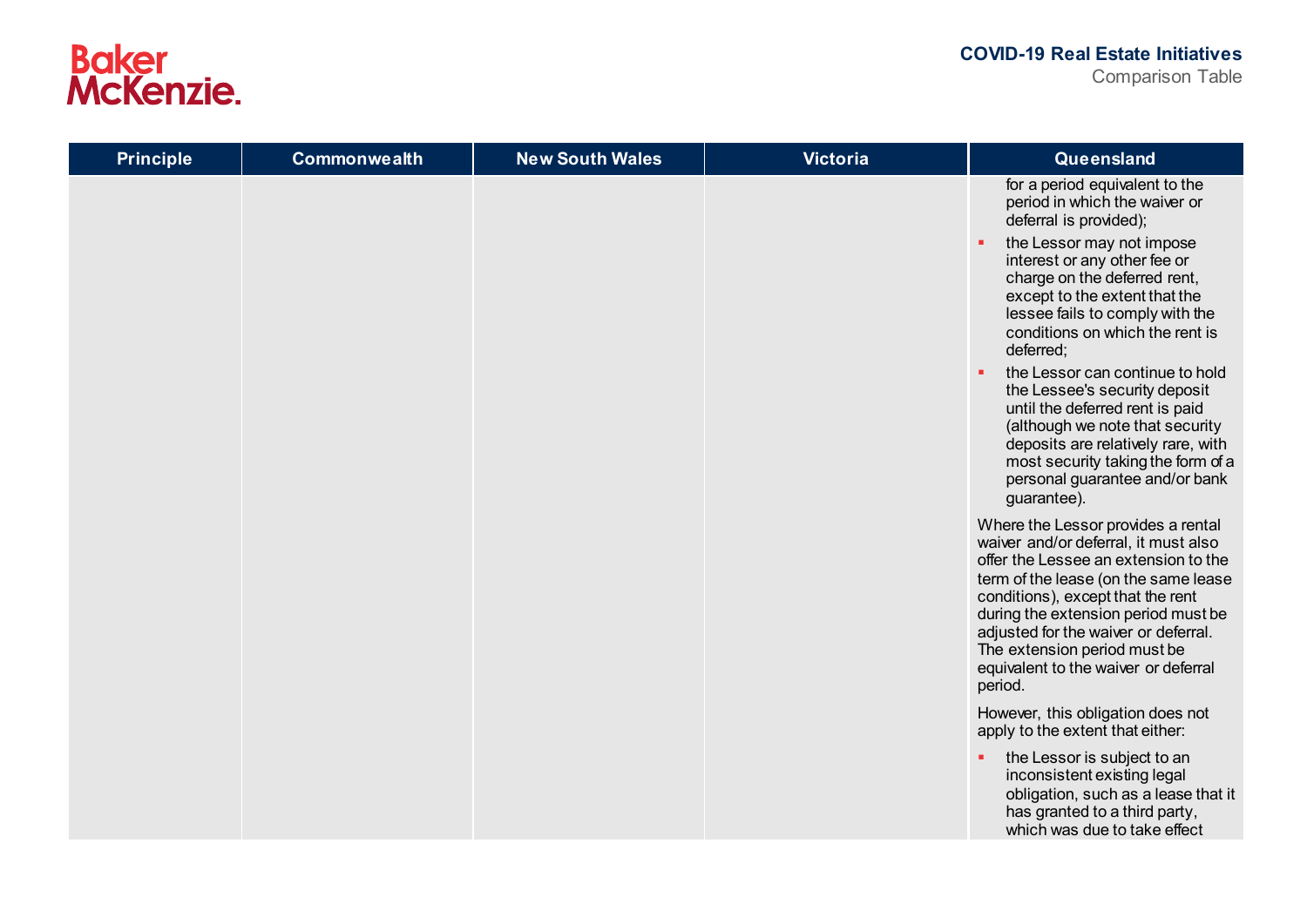| Principle | Commonwealth | New South Wales | Victoria | Queensland |
| --- | --- | --- | --- | --- |
| | | | | for a period equivalent to the period in which the waiver or deferral is provided);<br>▪ the Lessor may not impose interest or any other fee or charge on the deferred rent, except to the extent that the lessee fails to comply with the conditions on which the rent is deferred;<br>▪ the Lessor can continue to hold the Lessee's security deposit until the deferred rent is paid (although we note that security deposits are relatively rare, with most security taking the form of a personal guarantee and/or bank guarantee).<br><br>Where the Lessor provides a rental waiver and/or deferral, it must also offer the Lessee an extension to the term of the lease (on the same lease conditions), except that the rent during the extension period must be adjusted for the waiver or deferral. The extension period must be equivalent to the waiver or deferral period.<br><br>However, this obligation does not apply to the extent that either:<br>▪ the Lessor is subject to an inconsistent existing legal obligation, such as a lease that it has granted to a third party, which was due to take effect |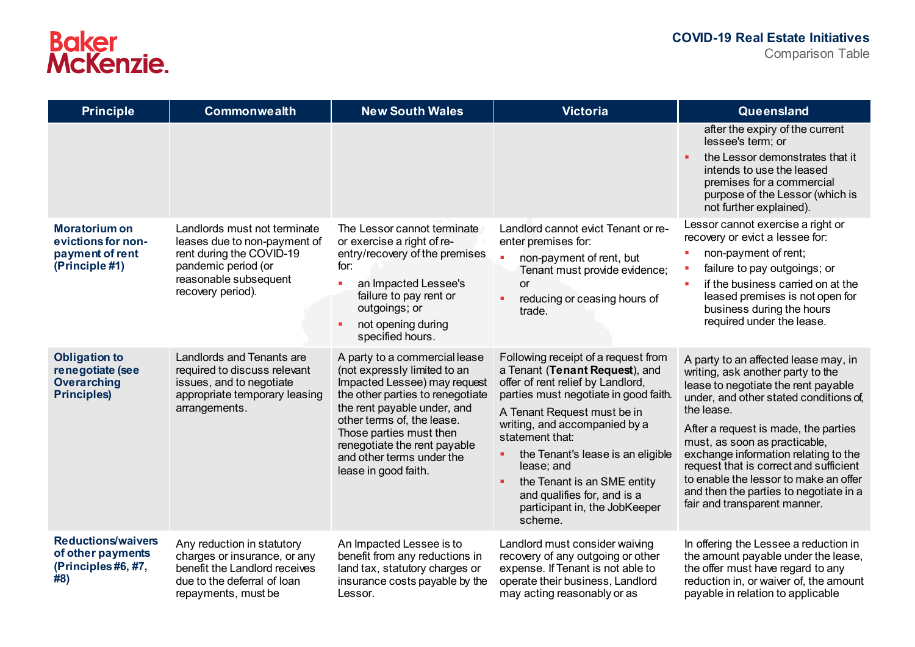| Principle | Commonwealth | New South Wales | Victoria | Queensland |
|---|---|---|---|---|
| | | | | after the expiry of the current lessee's term; or<br>▪ the Lessor demonstrates that it intends to use the leased premises for a commercial purpose of the Lessor (which is not further explained). |
| **Moratorium on evictions for non-payment of rent (Principle #1)** | Landlords must not terminate leases due to non-payment of rent during the COVID-19 pandemic period (or reasonable subsequent recovery period). | The Lessor cannot terminate or exercise a right of re-entry/recovery of the premises for:<br>▪ an Impacted Lessee's failure to pay rent or outgoings; or<br>▪ not opening during specified hours. | Landlord cannot evict Tenant or re-enter premises for:<br>▪ non-payment of rent, but Tenant must provide evidence; or<br>▪ reducing or ceasing hours of trade. | Lessor cannot exercise a right or recovery or evict a lessee for:<br>▪ non-payment of rent;<br>▪ failure to pay outgoings; or<br>▪ if the business carried on at the leased premises is not open for business during the hours required under the lease. |
| **Obligation to renegotiate (see Overarching Principles)** | Landlords and Tenants are required to discuss relevant issues, and to negotiate appropriate temporary leasing arrangements. | A party to a commercial lease (not expressly limited to an Impacted Lessee) may request the other parties to renegotiate the rent payable under, and other terms of, the lease. Those parties must then renegotiate the rent payable and other terms under the lease in good faith. | Following receipt of a request from a Tenant (**Tenant Request**), and offer of rent relief by Landlord, parties must negotiate in good faith.<br>A Tenant Request must be in writing, and accompanied by a statement that:<br>▪ the Tenant's lease is an eligible lease; and<br>▪ the Tenant is an SME entity and qualifies for, and is a participant in, the JobKeeper scheme. | A party to an affected lease may, in writing, ask another party to the lease to negotiate the rent payable under, and other stated conditions of, the lease.<br>After a request is made, the parties must, as soon as practicable, exchange information relating to the request that is correct and sufficient to enable the lessor to make an offer and then the parties to negotiate in a fair and transparent manner. |
| **Reductions/waivers of other payments (Principles #6, #7, #8)** | Any reduction in statutory charges or insurance, or any benefit the Landlord receives due to the deferral of loan repayments, must be | An Impacted Lessee is to benefit from any reductions in land tax, statutory charges or insurance costs payable by the Lessor. | Landlord must consider waiving recovery of any outgoing or other expense. If Tenant is not able to operate their business, Landlord may acting reasonably or as | In offering the Lessee a reduction in the amount payable under the lease, the offer must have regard to any reduction in, or waiver of, the amount payable in relation to applicable |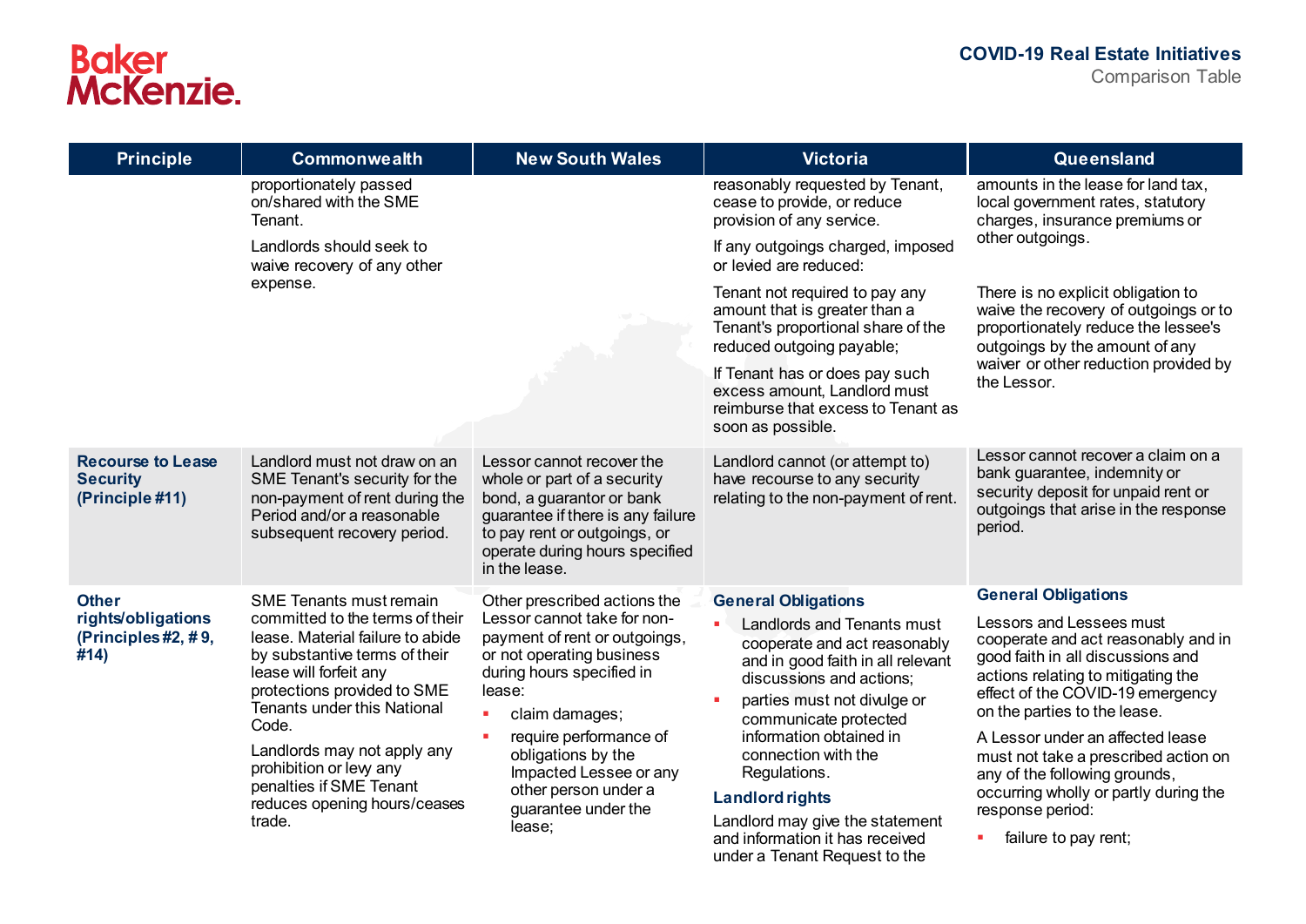| Principle | Commonwealth | New South Wales | Victoria | Queensland |
|---|---|---|---|---|
| | proportionately passed on/shared with the SME Tenant.<br><br>Landlords should seek to waive recovery of any other expense. | | reasonably requested by Tenant, cease to provide, or reduce provision of any service.<br><br>If any outgoings charged, imposed or levied are reduced:<br><br>Tenant not required to pay any amount that is greater than a Tenant's proportional share of the reduced outgoing payable;<br><br>If Tenant has or does pay such excess amount, Landlord must reimburse that excess to Tenant as soon as possible. | amounts in the lease for land tax, local government rates, statutory charges, insurance premiums or other outgoings.<br><br>There is no explicit obligation to waive the recovery of outgoings or to proportionately reduce the lessee's outgoings by the amount of any waiver or other reduction provided by the Lessor. |
| **Recourse to Lease Security (Principle #11)** | Landlord must not draw on an SME Tenant's security for the non-payment of rent during the Period and/or a reasonable subsequent recovery period. | Lessor cannot recover the whole or part of a security bond, a guarantor or bank guarantee if there is any failure to pay rent or outgoings, or operate during hours specified in the lease. | Landlord cannot (or attempt to) have recourse to any security relating to the non-payment of rent. | Lessor cannot recover a claim on a bank guarantee, indemnity or security deposit for unpaid rent or outgoings that arise in the response period. |
| **Other rights/obligations (Principles #2, # 9, #14)** | SME Tenants must remain committed to the terms of their lease. Material failure to abide by substantive terms of their lease will forfeit any protections provided to SME Tenants under this National Code.<br><br>Landlords may not apply any prohibition or levy any penalties if SME Tenant reduces opening hours/ceases trade. | Other prescribed actions the Lessor cannot take for non-payment of rent or outgoings, or not operating business during hours specified in lease:<br><br>- claim damages;<br>- require performance of obligations by the Impacted Lessee or any other person under a guarantee under the lease; | **General Obligations**<br><br>- Landlords and Tenants must cooperate and act reasonably and in good faith in all relevant discussions and actions;<br>- parties must not divulge or communicate protected information obtained in connection with the Regulations.<br><br>**Landlord rights**<br><br>Landlord may give the statement and information it has received under a Tenant Request to the | **General Obligations**<br><br>Lessors and Lessees must cooperate and act reasonably and in good faith in all discussions and actions relating to mitigating the effect of the COVID-19 emergency on the parties to the lease.<br><br>A Lessor under an affected lease must not take a prescribed action on any of the following grounds, occurring wholly or partly during the response period:<br><br>- failure to pay rent; |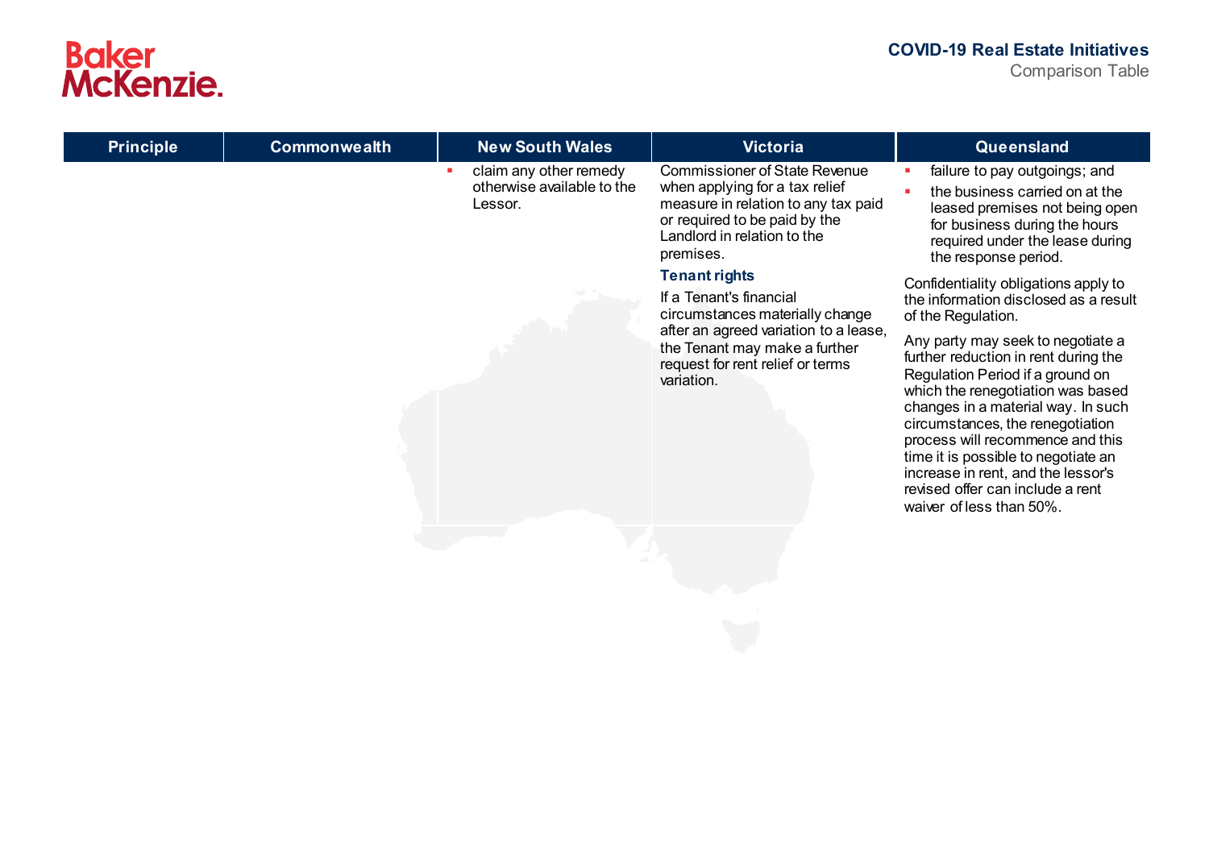| Principle | Commonwealth | New South Wales | Victoria | Queensland |
|---|---|---|---|---|
| | | ▪ claim any other remedy otherwise available to the Lessor. | Commissioner of State Revenue when applying for a tax relief measure in relation to any tax paid or required to be paid by the Landlord in relation to the premises.<br><br>**Tenant rights**<br><br>If a Tenant's financial circumstances materially change after an agreed variation to a lease, the Tenant may make a further request for rent relief or terms variation. | ▪ failure to pay outgoings; and<br>▪ the business carried on at the leased premises not being open for business during the hours required under the lease during the response period.<br><br>Confidentiality obligations apply to the information disclosed as a result of the Regulation.<br><br>Any party may seek to negotiate a further reduction in rent during the Regulation Period if a ground on which the renegotiation was based changes in a material way. In such circumstances, the renegotiation process will recommence and this time it is possible to negotiate an increase in rent, and the lessor's revised offer can include a rent waiver of less than 50%. |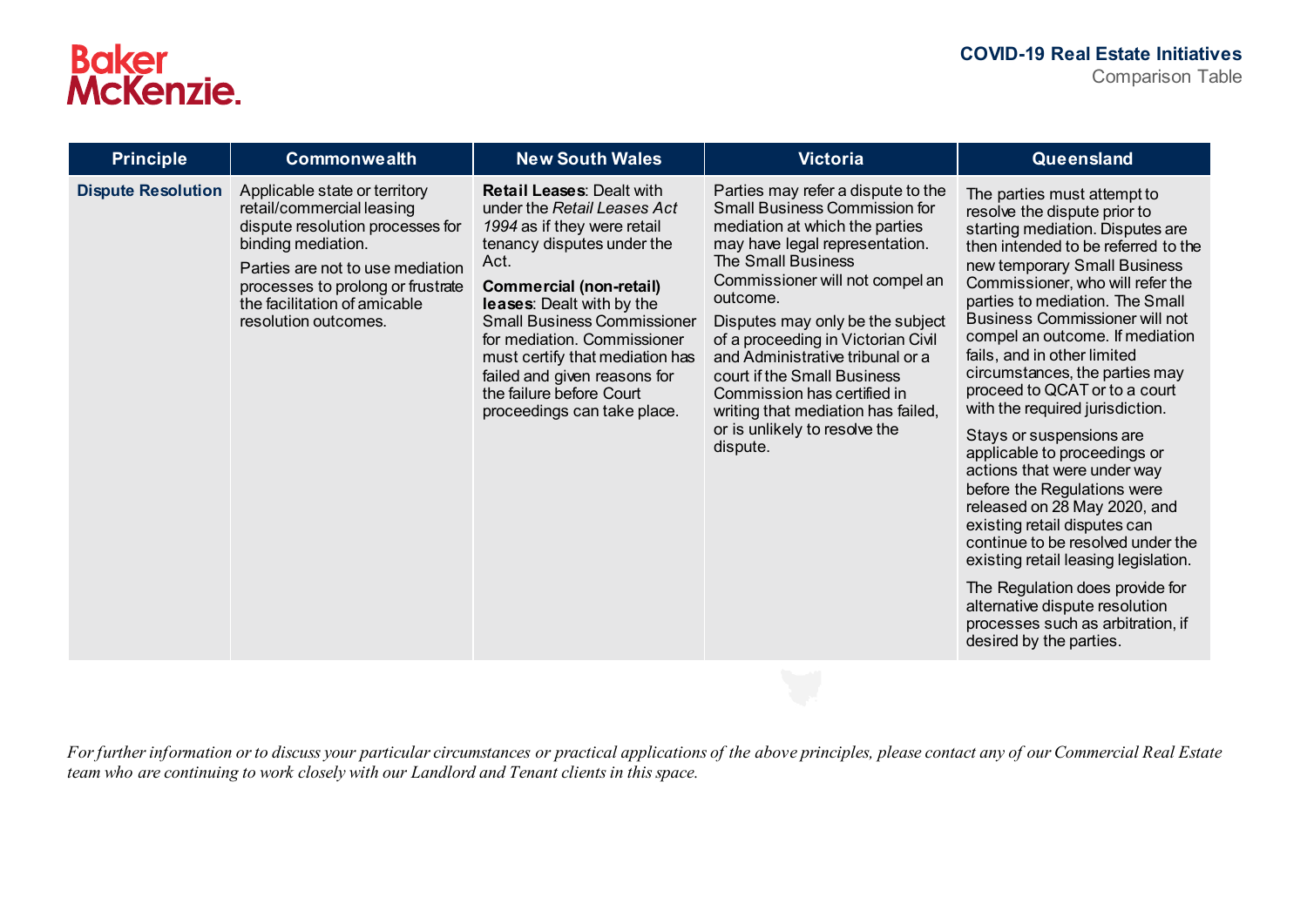| Principle | Commonwealth | New South Wales | Victoria | Queensland |
| --- | --- | --- | --- | --- |
| **Dispute Resolution** | Applicable state or territory retail/commercial leasing dispute resolution processes for binding mediation.<br><br>Parties are not to use mediation processes to prolong or frustrate the facilitation of amicable resolution outcomes. | **Retail Leases**: Dealt with under the *Retail Leases Act 1994* as if they were retail tenancy disputes under the Act.<br><br>**Commercial (non-retail) leases**: Dealt with by the Small Business Commissioner for mediation. Commissioner must certify that mediation has failed and given reasons for the failure before Court proceedings can take place. | Parties may refer a dispute to the Small Business Commission for mediation at which the parties may have legal representation. The Small Business Commissioner will not compel an outcome.<br><br>Disputes may only be the subject of a proceeding in Victorian Civil and Administrative tribunal or a court if the Small Business Commission has certified in writing that mediation has failed, or is unlikely to resolve the dispute. | The parties must attempt to resolve the dispute prior to starting mediation. Disputes are then intended to be referred to the new temporary Small Business Commissioner, who will refer the parties to mediation. The Small Business Commissioner will not compel an outcome. If mediation fails, and in other limited circumstances, the parties may proceed to QCAT or to a court with the required jurisdiction.<br><br>Stays or suspensions are applicable to proceedings or actions that were under way before the Regulations were released on 28 May 2020, and existing retail disputes can continue to be resolved under the existing retail leasing legislation.<br><br>The Regulation does provide for alternative dispute resolution processes such as arbitration, if desired by the parties. |

*For further information or to discuss your particular circumstances or practical applications of the above principles, please contact any of our Commercial Real Estate team who are continuing to work closely with our Landlord and Tenant clients in this space.*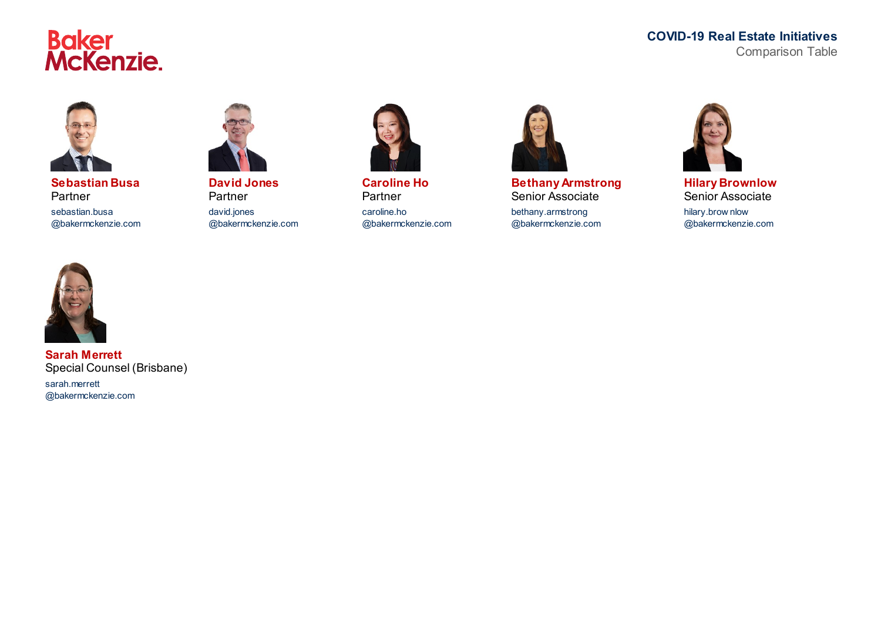Baker McKenzie.

**COVID-19 Real Estate Initiatives**
Comparison Table

**Sebastian Busa**
Partner
sebastian.busa
@bakermckenzie.com

**David Jones**
Partner
david.jones
@bakermckenzie.com

**Caroline Ho**
Partner
caroline.ho
@bakermckenzie.com

**Bethany Armstrong**
Senior Associate
bethany.armstrong
@bakermckenzie.com

**Hilary Brownlow**
Senior Associate
hilary.brownlow
@bakermckenzie.com

**Sarah Merrett**
Special Counsel (Brisbane)
sarah.merrett
@bakermckenzie.com